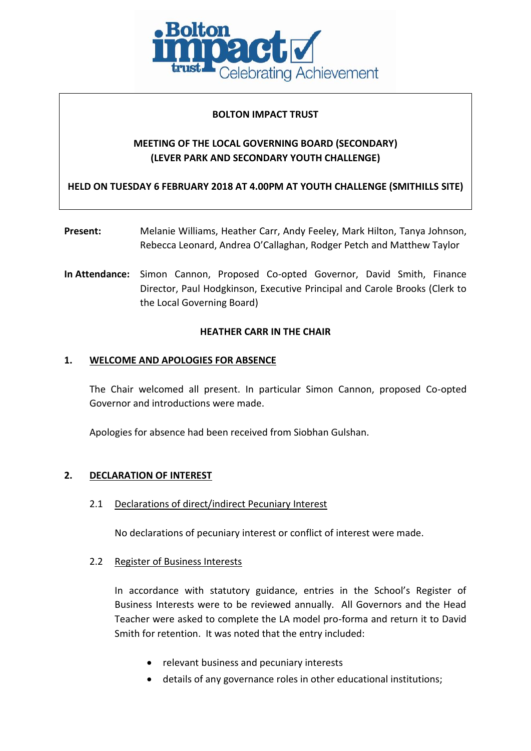**BOLTON IMPACT TRUST**

**MEETING OF THE LOCAL GOVERNING BOARD (SECONDARY) (LEVER PARK AND SECONDARY YOUTH CHALLENGE)**

**HELD ON TUESDAY 6 FEBRUARY 2018 AT 4.00PM AT YOUTH CHALLENGE (SMITHILLS SITE)**

**Present:** Melanie Williams, Heather Carr, Andy Feeley, Mark Hilton, Tanya Johnson, Rebecca Leonard, Andrea O'Callaghan, Rodger Petch and Matthew Taylor

**In Attendance:** Simon Cannon, Proposed Co-opted Governor, David Smith, Finance Director, Paul Hodgkinson, Executive Principal and Carole Brooks (Clerk to the Local Governing Board)

**HEATHER CARR IN THE CHAIR**

## 1. WELCOME AND APOLOGIES FOR ABSENCE

The Chair welcomed all present. In particular Simon Cannon, proposed Co-opted Governor and introductions were made.

Apologies for absence had been received from Siobhan Gulshan.

## 2. DECLARATION OF INTEREST

### 2.1 Declarations of direct/indirect Pecuniary Interest

No declarations of pecuniary interest or conflict of interest were made.

### 2.2 Register of Business Interests

In accordance with statutory guidance, entries in the School's Register of Business Interests were to be reviewed annually. All Governors and the Head Teacher were asked to complete the LA model pro-forma and return it to David Smith for retention. It was noted that the entry included:

- relevant business and pecuniary interests
- details of any governance roles in other educational institutions;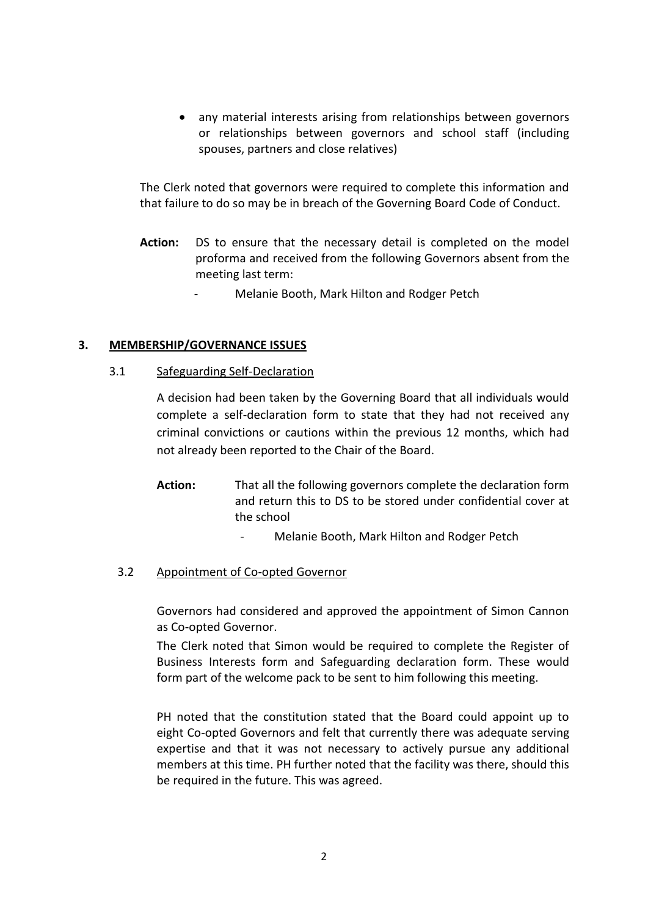- any material interests arising from relationships between governors or relationships between governors and school staff (including spouses, partners and close relatives)

The Clerk noted that governors were required to complete this information and that failure to do so may be in breach of the Governing Board Code of Conduct.

**Action:** DS to ensure that the necessary detail is completed on the model proforma and received from the following Governors absent from the meeting last term:

- Melanie Booth, Mark Hilton and Rodger Petch

## 3. MEMBERSHIP/GOVERNANCE ISSUES

### 3.1 Safeguarding Self-Declaration

A decision had been taken by the Governing Board that all individuals would complete a self-declaration form to state that they had not received any criminal convictions or cautions within the previous 12 months, which had not already been reported to the Chair of the Board.

**Action:** That all the following governors complete the declaration form and return this to DS to be stored under confidential cover at the school

- Melanie Booth, Mark Hilton and Rodger Petch

### 3.2 Appointment of Co-opted Governor

Governors had considered and approved the appointment of Simon Cannon as Co-opted Governor.

The Clerk noted that Simon would be required to complete the Register of Business Interests form and Safeguarding declaration form. These would form part of the welcome pack to be sent to him following this meeting.

PH noted that the constitution stated that the Board could appoint up to eight Co-opted Governors and felt that currently there was adequate serving expertise and that it was not necessary to actively pursue any additional members at this time. PH further noted that the facility was there, should this be required in the future. This was agreed.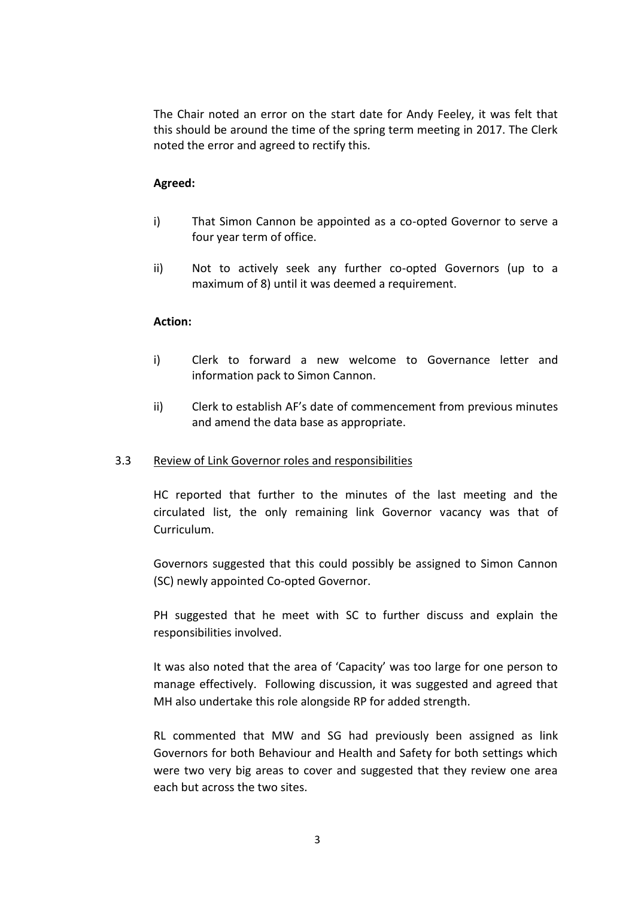The Chair noted an error on the start date for Andy Feeley, it was felt that this should be around the time of the spring term meeting in 2017. The Clerk noted the error and agreed to rectify this.

**Agreed:**

i) That Simon Cannon be appointed as a co-opted Governor to serve a four year term of office.

ii) Not to actively seek any further co-opted Governors (up to a maximum of 8) until it was deemed a requirement.

**Action:**

i) Clerk to forward a new welcome to Governance letter and information pack to Simon Cannon.

ii) Clerk to establish AF's date of commencement from previous minutes and amend the data base as appropriate.

3.3 Review of Link Governor roles and responsibilities

HC reported that further to the minutes of the last meeting and the circulated list, the only remaining link Governor vacancy was that of Curriculum.

Governors suggested that this could possibly be assigned to Simon Cannon (SC) newly appointed Co-opted Governor.

PH suggested that he meet with SC to further discuss and explain the responsibilities involved.

It was also noted that the area of 'Capacity' was too large for one person to manage effectively. Following discussion, it was suggested and agreed that MH also undertake this role alongside RP for added strength.

RL commented that MW and SG had previously been assigned as link Governors for both Behaviour and Health and Safety for both settings which were two very big areas to cover and suggested that they review one area each but across the two sites.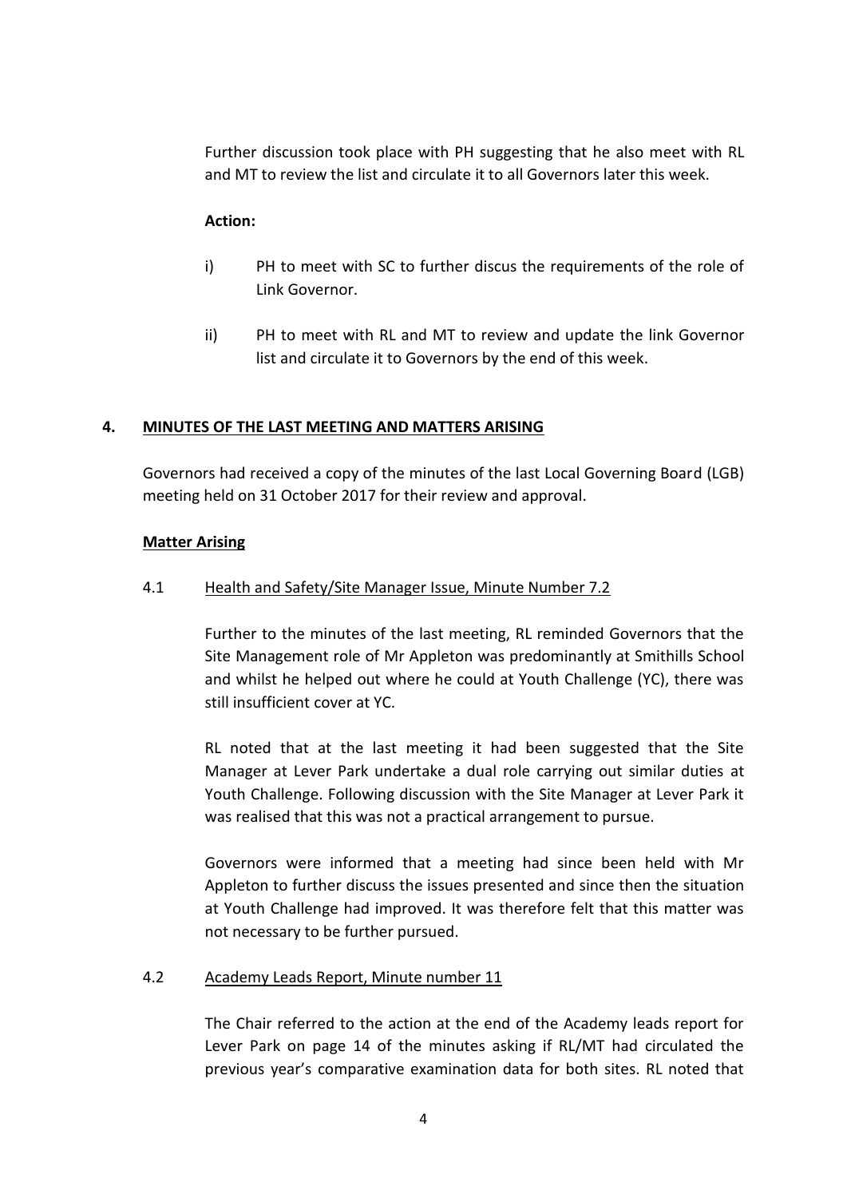Further discussion took place with PH suggesting that he also meet with RL and MT to review the list and circulate it to all Governors later this week.

**Action:**

i) PH to meet with SC to further discus the requirements of the role of Link Governor.

ii) PH to meet with RL and MT to review and update the link Governor list and circulate it to Governors by the end of this week.

## 4. MINUTES OF THE LAST MEETING AND MATTERS ARISING

Governors had received a copy of the minutes of the last Local Governing Board (LGB) meeting held on 31 October 2017 for their review and approval.

**Matter Arising**

4.1 Health and Safety/Site Manager Issue, Minute Number 7.2

Further to the minutes of the last meeting, RL reminded Governors that the Site Management role of Mr Appleton was predominantly at Smithills School and whilst he helped out where he could at Youth Challenge (YC), there was still insufficient cover at YC.

RL noted that at the last meeting it had been suggested that the Site Manager at Lever Park undertake a dual role carrying out similar duties at Youth Challenge. Following discussion with the Site Manager at Lever Park it was realised that this was not a practical arrangement to pursue.

Governors were informed that a meeting had since been held with Mr Appleton to further discuss the issues presented and since then the situation at Youth Challenge had improved. It was therefore felt that this matter was not necessary to be further pursued.

4.2 Academy Leads Report, Minute number 11

The Chair referred to the action at the end of the Academy leads report for Lever Park on page 14 of the minutes asking if RL/MT had circulated the previous year's comparative examination data for both sites. RL noted that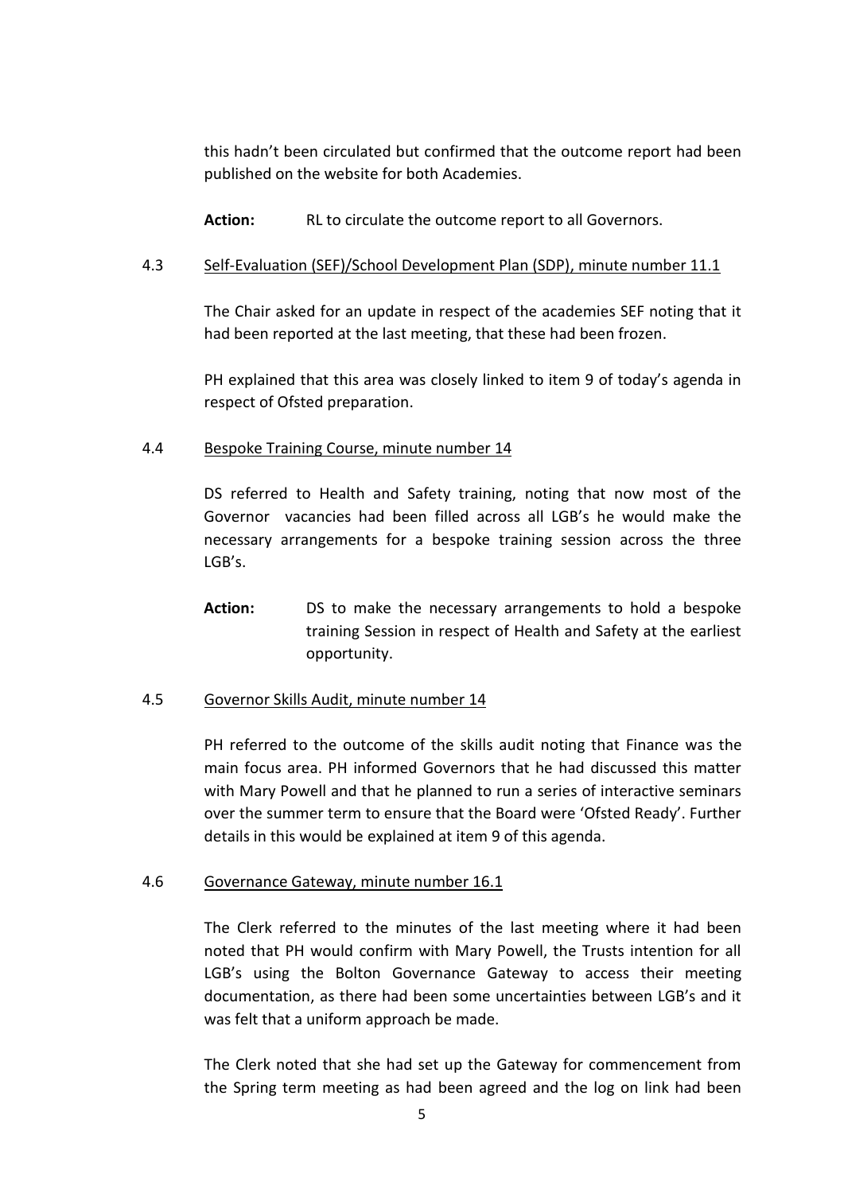this hadn't been circulated but confirmed that the outcome report had been published on the website for both Academies.

**Action:** RL to circulate the outcome report to all Governors.

4.3 Self-Evaluation (SEF)/School Development Plan (SDP), minute number 11.1

The Chair asked for an update in respect of the academies SEF noting that it had been reported at the last meeting, that these had been frozen.

PH explained that this area was closely linked to item 9 of today's agenda in respect of Ofsted preparation.

4.4 Bespoke Training Course, minute number 14

DS referred to Health and Safety training, noting that now most of the Governor vacancies had been filled across all LGB's he would make the necessary arrangements for a bespoke training session across the three LGB's.

**Action:** DS to make the necessary arrangements to hold a bespoke training Session in respect of Health and Safety at the earliest opportunity.

4.5 Governor Skills Audit, minute number 14

PH referred to the outcome of the skills audit noting that Finance was the main focus area. PH informed Governors that he had discussed this matter with Mary Powell and that he planned to run a series of interactive seminars over the summer term to ensure that the Board were 'Ofsted Ready'. Further details in this would be explained at item 9 of this agenda.

4.6 Governance Gateway, minute number 16.1

The Clerk referred to the minutes of the last meeting where it had been noted that PH would confirm with Mary Powell, the Trusts intention for all LGB's using the Bolton Governance Gateway to access their meeting documentation, as there had been some uncertainties between LGB's and it was felt that a uniform approach be made.

The Clerk noted that she had set up the Gateway for commencement from the Spring term meeting as had been agreed and the log on link had been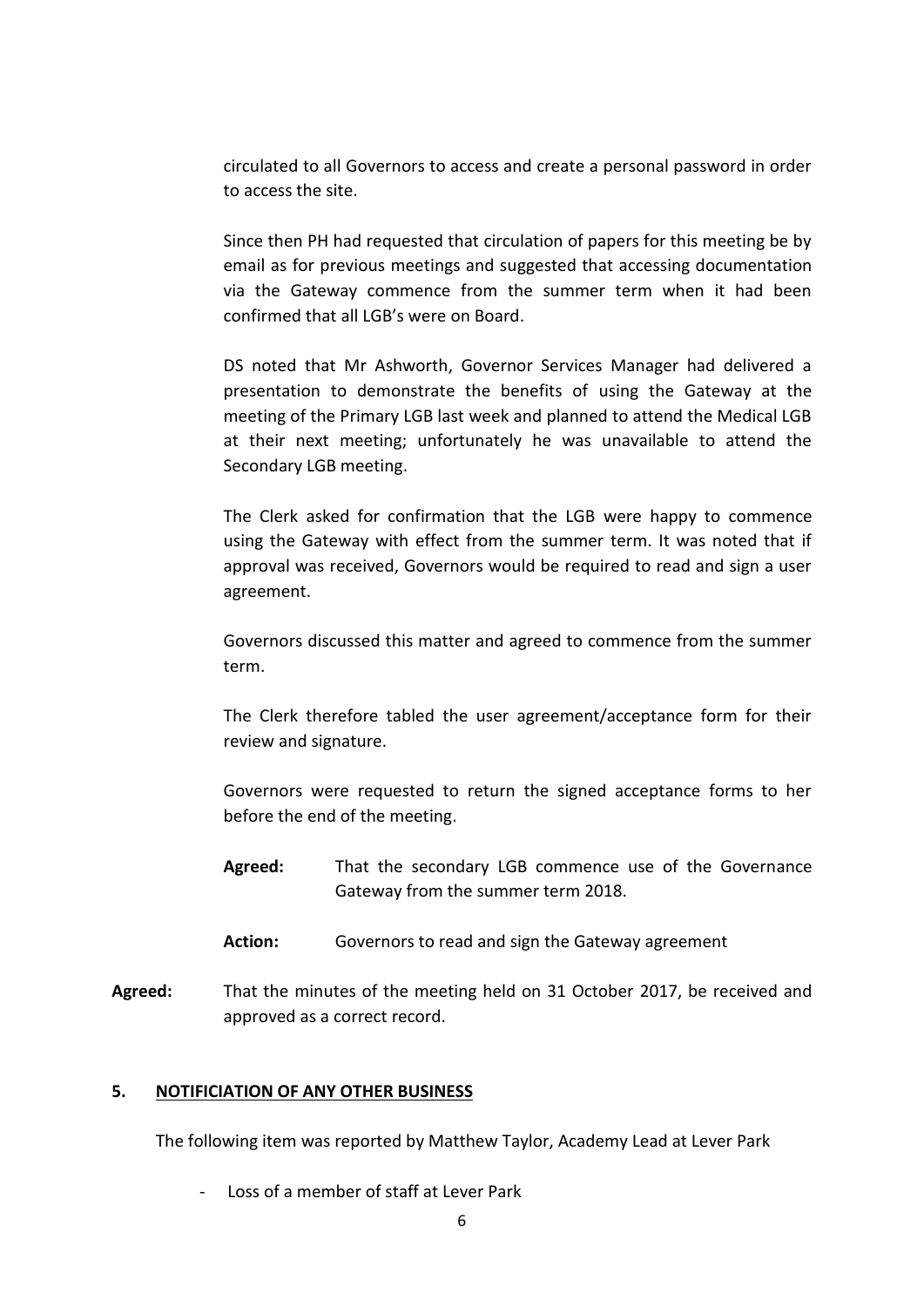circulated to all Governors to access and create a personal password in order to access the site.

Since then PH had requested that circulation of papers for this meeting be by email as for previous meetings and suggested that accessing documentation via the Gateway commence from the summer term when it had been confirmed that all LGB's were on Board.

DS noted that Mr Ashworth, Governor Services Manager had delivered a presentation to demonstrate the benefits of using the Gateway at the meeting of the Primary LGB last week and planned to attend the Medical LGB at their next meeting; unfortunately he was unavailable to attend the Secondary LGB meeting.

The Clerk asked for confirmation that the LGB were happy to commence using the Gateway with effect from the summer term. It was noted that if approval was received, Governors would be required to read and sign a user agreement.

Governors discussed this matter and agreed to commence from the summer term.

The Clerk therefore tabled the user agreement/acceptance form for their review and signature.

Governors were requested to return the signed acceptance forms to her before the end of the meeting.

**Agreed:** That the secondary LGB commence use of the Governance Gateway from the summer term 2018.

**Action:** Governors to read and sign the Gateway agreement

**Agreed:** That the minutes of the meeting held on 31 October 2017, be received and approved as a correct record.

## 5. NOTIFICIATION OF ANY OTHER BUSINESS

The following item was reported by Matthew Taylor, Academy Lead at Lever Park

- Loss of a member of staff at Lever Park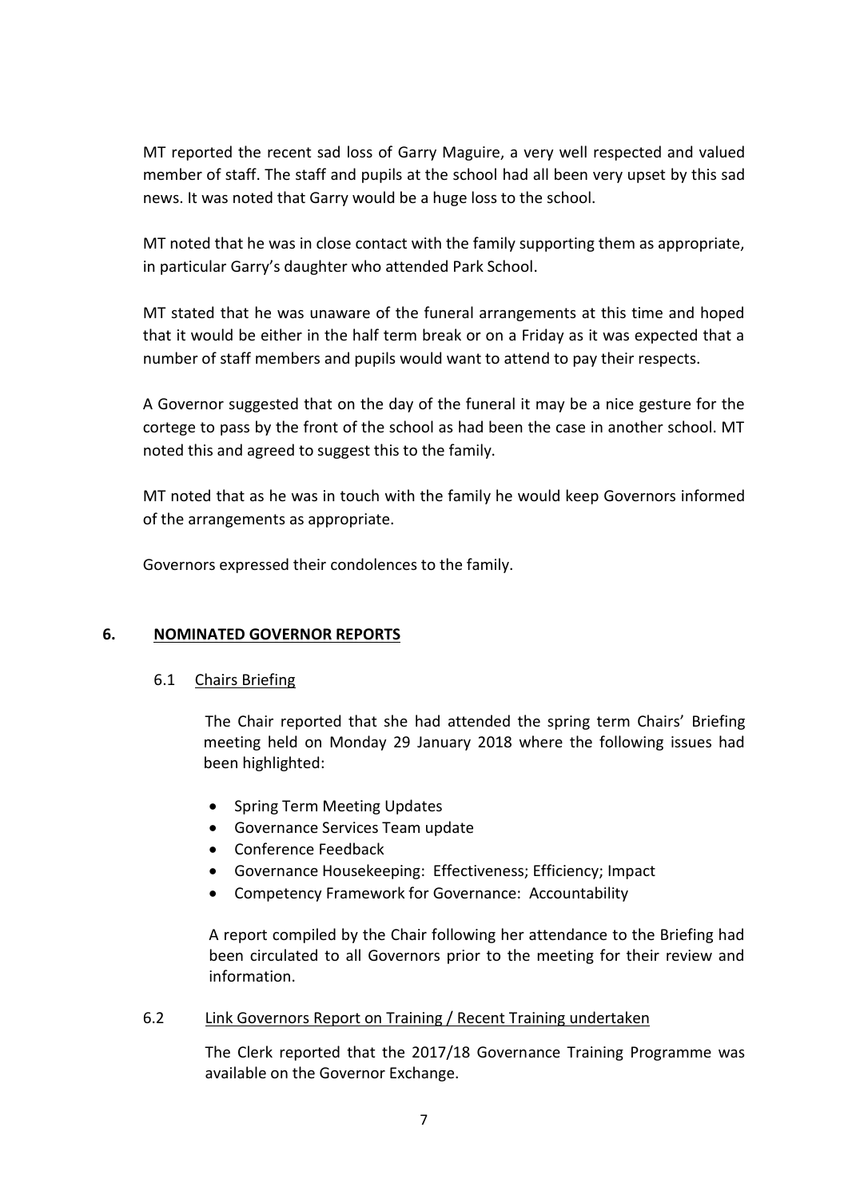MT reported the recent sad loss of Garry Maguire, a very well respected and valued member of staff. The staff and pupils at the school had all been very upset by this sad news. It was noted that Garry would be a huge loss to the school.

MT noted that he was in close contact with the family supporting them as appropriate, in particular Garry's daughter who attended Park School.

MT stated that he was unaware of the funeral arrangements at this time and hoped that it would be either in the half term break or on a Friday as it was expected that a number of staff members and pupils would want to attend to pay their respects.

A Governor suggested that on the day of the funeral it may be a nice gesture for the cortege to pass by the front of the school as had been the case in another school. MT noted this and agreed to suggest this to the family.

MT noted that as he was in touch with the family he would keep Governors informed of the arrangements as appropriate.

Governors expressed their condolences to the family.

## 6. NOMINATED GOVERNOR REPORTS

### 6.1 Chairs Briefing

The Chair reported that she had attended the spring term Chairs' Briefing meeting held on Monday 29 January 2018 where the following issues had been highlighted:

- Spring Term Meeting Updates
- Governance Services Team update
- Conference Feedback
- Governance Housekeeping: Effectiveness; Efficiency; Impact
- Competency Framework for Governance: Accountability

A report compiled by the Chair following her attendance to the Briefing had been circulated to all Governors prior to the meeting for their review and information.

### 6.2 Link Governors Report on Training / Recent Training undertaken

The Clerk reported that the 2017/18 Governance Training Programme was available on the Governor Exchange.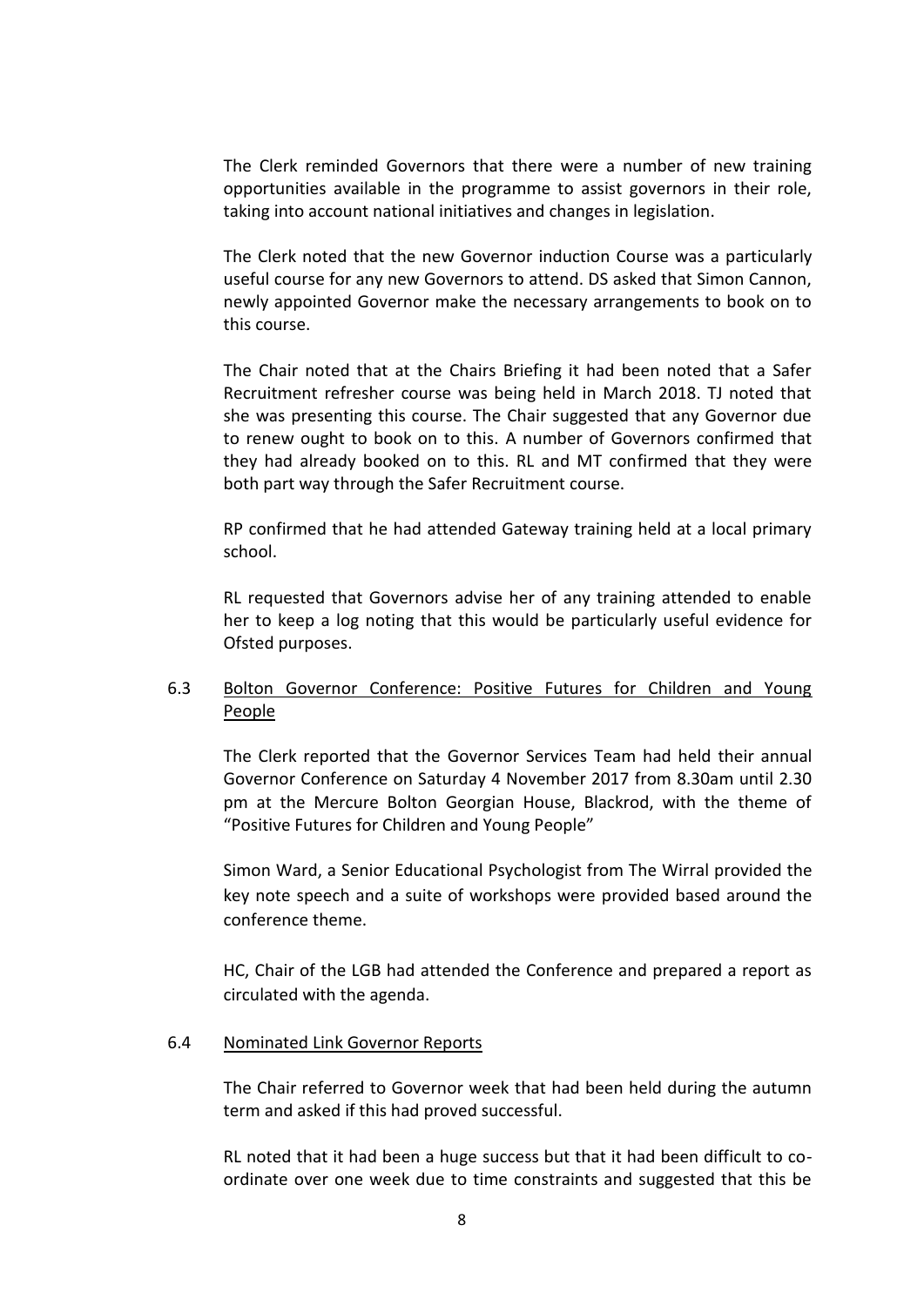The Clerk reminded Governors that there were a number of new training opportunities available in the programme to assist governors in their role, taking into account national initiatives and changes in legislation.

The Clerk noted that the new Governor induction Course was a particularly useful course for any new Governors to attend. DS asked that Simon Cannon, newly appointed Governor make the necessary arrangements to book on to this course.

The Chair noted that at the Chairs Briefing it had been noted that a Safer Recruitment refresher course was being held in March 2018. TJ noted that she was presenting this course. The Chair suggested that any Governor due to renew ought to book on to this. A number of Governors confirmed that they had already booked on to this. RL and MT confirmed that they were both part way through the Safer Recruitment course.

RP confirmed that he had attended Gateway training held at a local primary school.

RL requested that Governors advise her of any training attended to enable her to keep a log noting that this would be particularly useful evidence for Ofsted purposes.

6.3 Bolton Governor Conference: Positive Futures for Children and Young People

The Clerk reported that the Governor Services Team had held their annual Governor Conference on Saturday 4 November 2017 from 8.30am until 2.30 pm at the Mercure Bolton Georgian House, Blackrod, with the theme of "Positive Futures for Children and Young People"

Simon Ward, a Senior Educational Psychologist from The Wirral provided the key note speech and a suite of workshops were provided based around the conference theme.

HC, Chair of the LGB had attended the Conference and prepared a report as circulated with the agenda.

6.4 Nominated Link Governor Reports

The Chair referred to Governor week that had been held during the autumn term and asked if this had proved successful.

RL noted that it had been a huge success but that it had been difficult to co-ordinate over one week due to time constraints and suggested that this be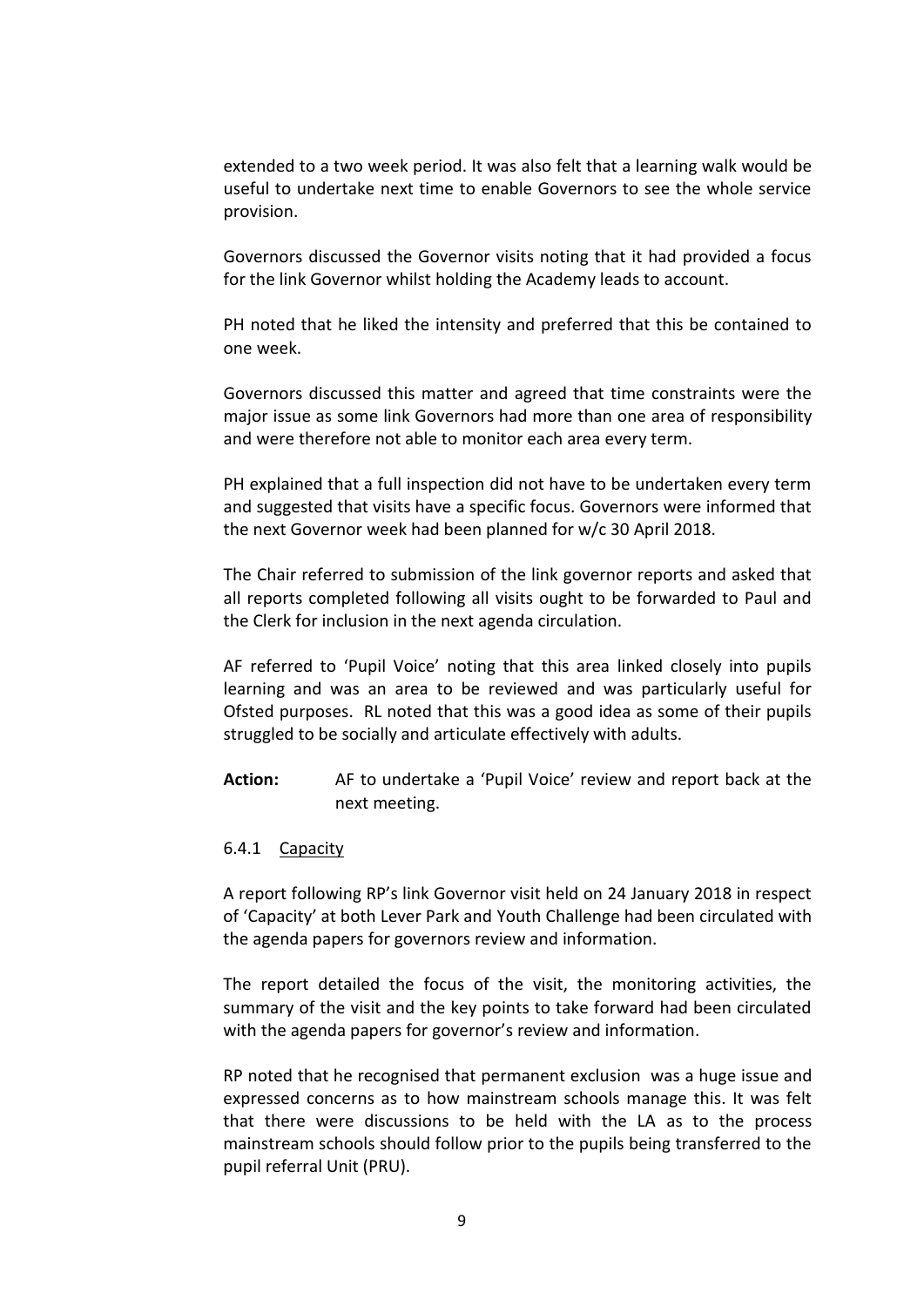extended to a two week period. It was also felt that a learning walk would be useful to undertake next time to enable Governors to see the whole service provision.

Governors discussed the Governor visits noting that it had provided a focus for the link Governor whilst holding the Academy leads to account.

PH noted that he liked the intensity and preferred that this be contained to one week.

Governors discussed this matter and agreed that time constraints were the major issue as some link Governors had more than one area of responsibility and were therefore not able to monitor each area every term.

PH explained that a full inspection did not have to be undertaken every term and suggested that visits have a specific focus. Governors were informed that the next Governor week had been planned for w/c 30 April 2018.

The Chair referred to submission of the link governor reports and asked that all reports completed following all visits ought to be forwarded to Paul and the Clerk for inclusion in the next agenda circulation.

AF referred to 'Pupil Voice' noting that this area linked closely into pupils learning and was an area to be reviewed and was particularly useful for Ofsted purposes. RL noted that this was a good idea as some of their pupils struggled to be socially and articulate effectively with adults.

**Action:** AF to undertake a 'Pupil Voice' review and report back at the next meeting.

6.4.1 Capacity

A report following RP's link Governor visit held on 24 January 2018 in respect of 'Capacity' at both Lever Park and Youth Challenge had been circulated with the agenda papers for governors review and information.

The report detailed the focus of the visit, the monitoring activities, the summary of the visit and the key points to take forward had been circulated with the agenda papers for governor's review and information.

RP noted that he recognised that permanent exclusion was a huge issue and expressed concerns as to how mainstream schools manage this. It was felt that there were discussions to be held with the LA as to the process mainstream schools should follow prior to the pupils being transferred to the pupil referral Unit (PRU).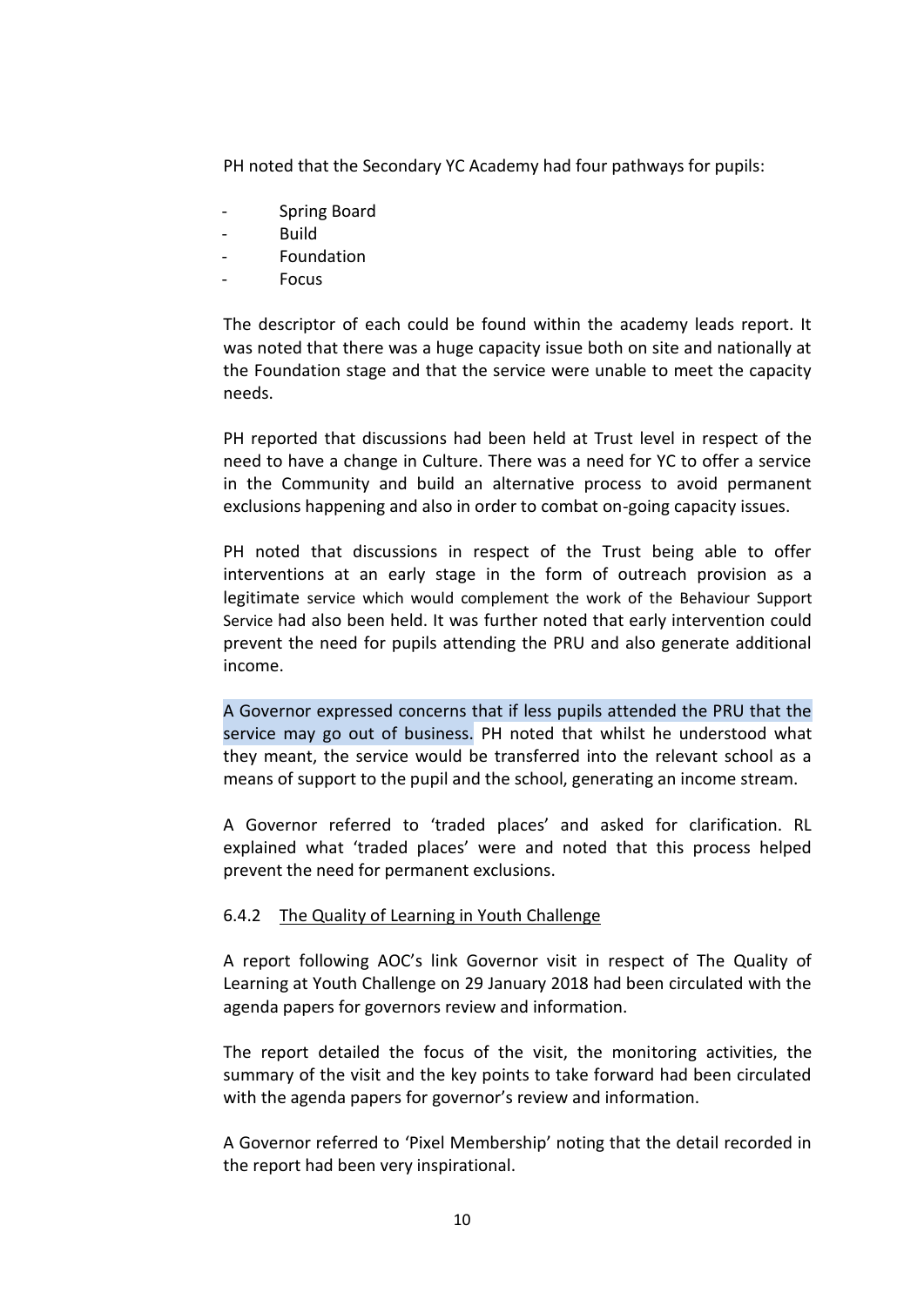PH noted that the Secondary YC Academy had four pathways for pupils:

- Spring Board
- Build
- Foundation
- Focus

The descriptor of each could be found within the academy leads report. It was noted that there was a huge capacity issue both on site and nationally at the Foundation stage and that the service were unable to meet the capacity needs.

PH reported that discussions had been held at Trust level in respect of the need to have a change in Culture. There was a need for YC to offer a service in the Community and build an alternative process to avoid permanent exclusions happening and also in order to combat on-going capacity issues.

PH noted that discussions in respect of the Trust being able to offer interventions at an early stage in the form of outreach provision as a legitimate service which would complement the work of the Behaviour Support Service had also been held. It was further noted that early intervention could prevent the need for pupils attending the PRU and also generate additional income.

A Governor expressed concerns that if less pupils attended the PRU that the service may go out of business. PH noted that whilst he understood what they meant, the service would be transferred into the relevant school as a means of support to the pupil and the school, generating an income stream.

A Governor referred to 'traded places' and asked for clarification. RL explained what 'traded places' were and noted that this process helped prevent the need for permanent exclusions.

6.4.2 The Quality of Learning in Youth Challenge

A report following AOC's link Governor visit in respect of The Quality of Learning at Youth Challenge on 29 January 2018 had been circulated with the agenda papers for governors review and information.

The report detailed the focus of the visit, the monitoring activities, the summary of the visit and the key points to take forward had been circulated with the agenda papers for governor's review and information.

A Governor referred to 'Pixel Membership' noting that the detail recorded in the report had been very inspirational.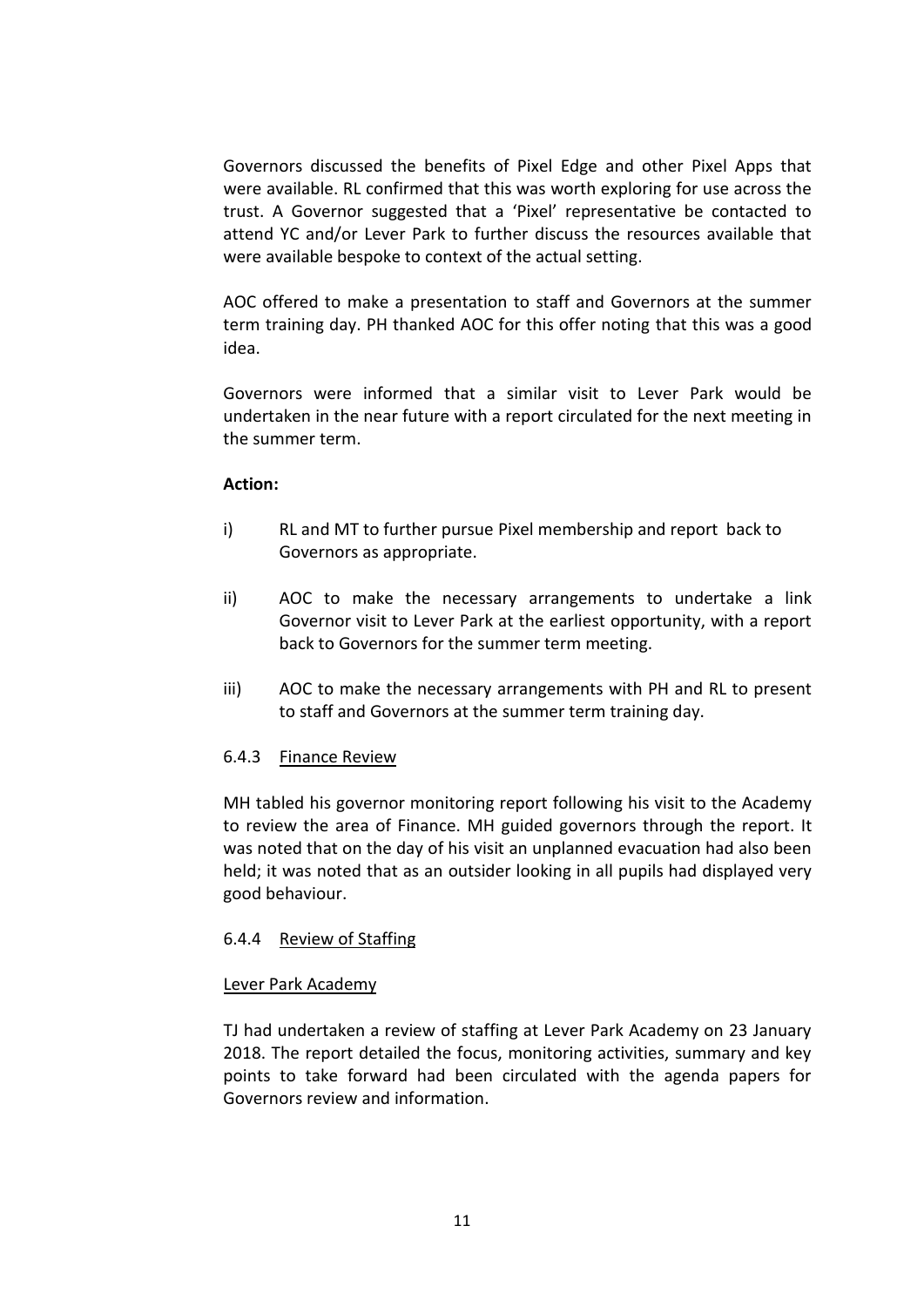Governors discussed the benefits of Pixel Edge and other Pixel Apps that were available. RL confirmed that this was worth exploring for use across the trust. A Governor suggested that a 'Pixel' representative be contacted to attend YC and/or Lever Park to further discuss the resources available that were available bespoke to context of the actual setting.

AOC offered to make a presentation to staff and Governors at the summer term training day. PH thanked AOC for this offer noting that this was a good idea.

Governors were informed that a similar visit to Lever Park would be undertaken in the near future with a report circulated for the next meeting in the summer term.

**Action:**

i) RL and MT to further pursue Pixel membership and report back to Governors as appropriate.

ii) AOC to make the necessary arrangements to undertake a link Governor visit to Lever Park at the earliest opportunity, with a report back to Governors for the summer term meeting.

iii) AOC to make the necessary arrangements with PH and RL to present to staff and Governors at the summer term training day.

6.4.3 Finance Review

MH tabled his governor monitoring report following his visit to the Academy to review the area of Finance. MH guided governors through the report. It was noted that on the day of his visit an unplanned evacuation had also been held; it was noted that as an outsider looking in all pupils had displayed very good behaviour.

6.4.4 Review of Staffing

Lever Park Academy

TJ had undertaken a review of staffing at Lever Park Academy on 23 January 2018. The report detailed the focus, monitoring activities, summary and key points to take forward had been circulated with the agenda papers for Governors review and information.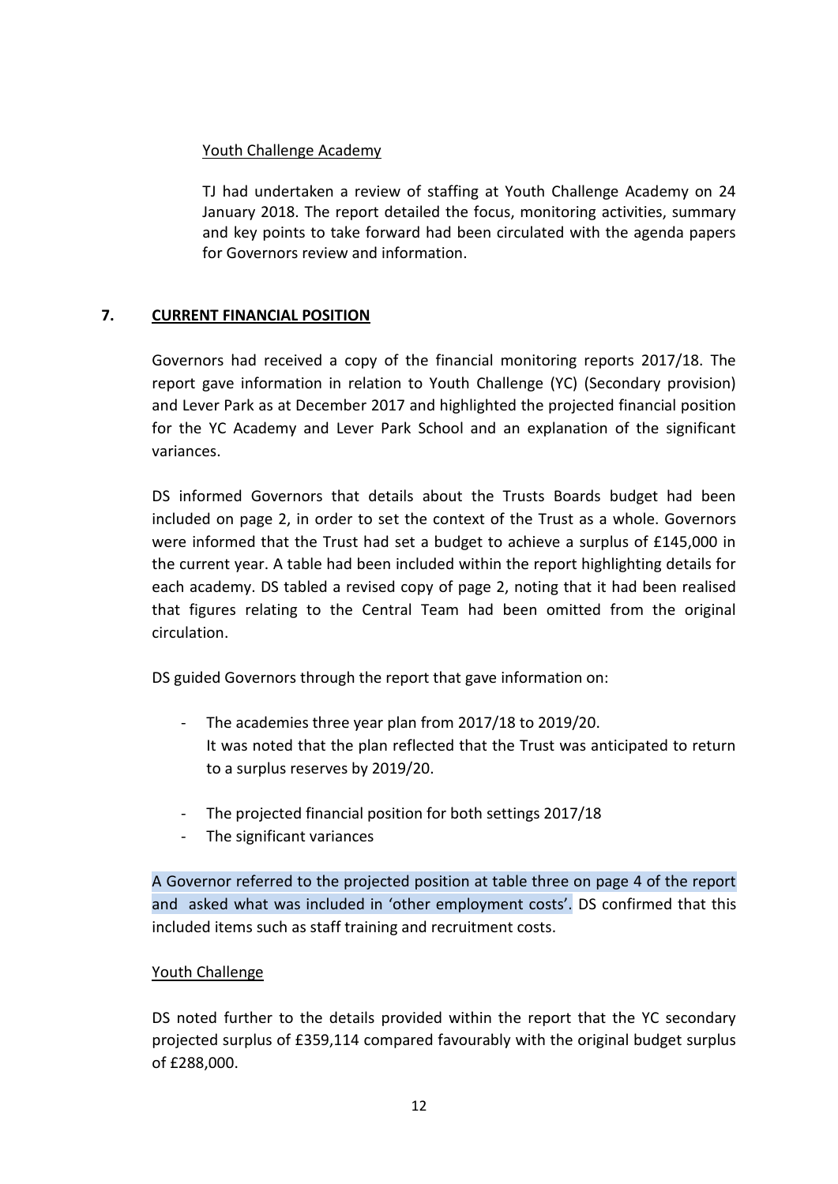Youth Challenge Academy

TJ had undertaken a review of staffing at Youth Challenge Academy on 24 January 2018. The report detailed the focus, monitoring activities, summary and key points to take forward had been circulated with the agenda papers for Governors review and information.

## 7. CURRENT FINANCIAL POSITION

Governors had received a copy of the financial monitoring reports 2017/18. The report gave information in relation to Youth Challenge (YC) (Secondary provision) and Lever Park as at December 2017 and highlighted the projected financial position for the YC Academy and Lever Park School and an explanation of the significant variances.

DS informed Governors that details about the Trusts Boards budget had been included on page 2, in order to set the context of the Trust as a whole. Governors were informed that the Trust had set a budget to achieve a surplus of £145,000 in the current year. A table had been included within the report highlighting details for each academy. DS tabled a revised copy of page 2, noting that it had been realised that figures relating to the Central Team had been omitted from the original circulation.

DS guided Governors through the report that gave information on:

- The academies three year plan from 2017/18 to 2019/20.
  It was noted that the plan reflected that the Trust was anticipated to return to a surplus reserves by 2019/20.
- The projected financial position for both settings 2017/18
- The significant variances

A Governor referred to the projected position at table three on page 4 of the report and asked what was included in 'other employment costs'. DS confirmed that this included items such as staff training and recruitment costs.

Youth Challenge

DS noted further to the details provided within the report that the YC secondary projected surplus of £359,114 compared favourably with the original budget surplus of £288,000.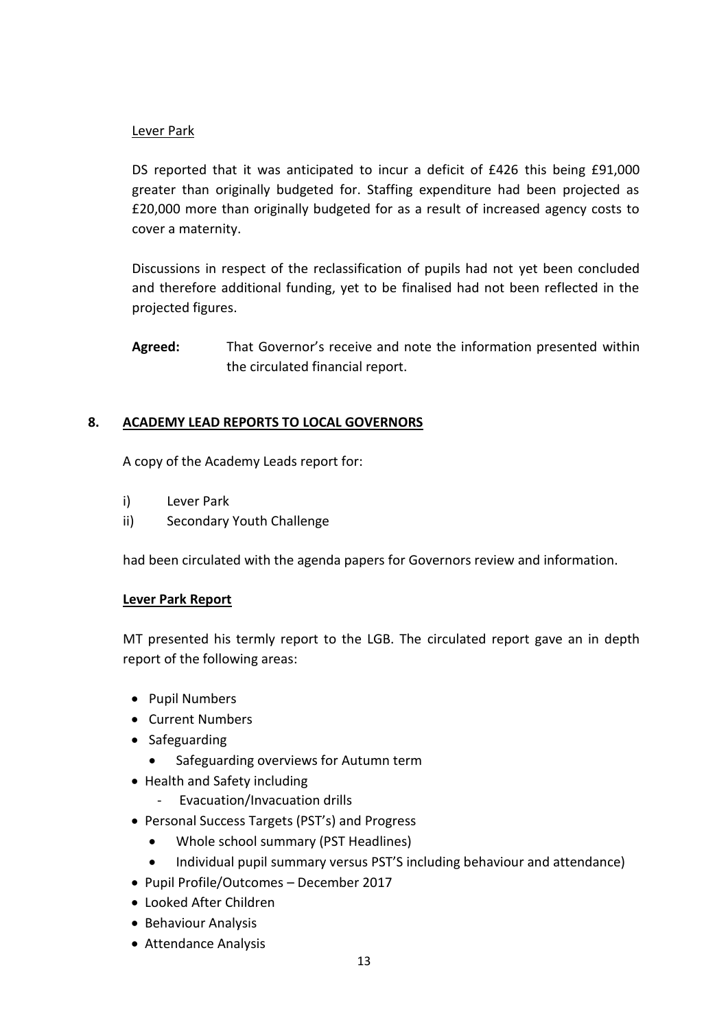Lever Park

DS reported that it was anticipated to incur a deficit of £426 this being £91,000 greater than originally budgeted for. Staffing expenditure had been projected as £20,000 more than originally budgeted for as a result of increased agency costs to cover a maternity.

Discussions in respect of the reclassification of pupils had not yet been concluded and therefore additional funding, yet to be finalised had not been reflected in the projected figures.

**Agreed:** That Governor's receive and note the information presented within the circulated financial report.

## 8. ACADEMY LEAD REPORTS TO LOCAL GOVERNORS

A copy of the Academy Leads report for:

i) Lever Park
ii) Secondary Youth Challenge

had been circulated with the agenda papers for Governors review and information.

**Lever Park Report**

MT presented his termly report to the LGB. The circulated report gave an in depth report of the following areas:

- Pupil Numbers
- Current Numbers
- Safeguarding
  - Safeguarding overviews for Autumn term
- Health and Safety including
  - Evacuation/Invacuation drills
- Personal Success Targets (PST's) and Progress
  - Whole school summary (PST Headlines)
  - Individual pupil summary versus PST'S including behaviour and attendance)
- Pupil Profile/Outcomes – December 2017
- Looked After Children
- Behaviour Analysis
- Attendance Analysis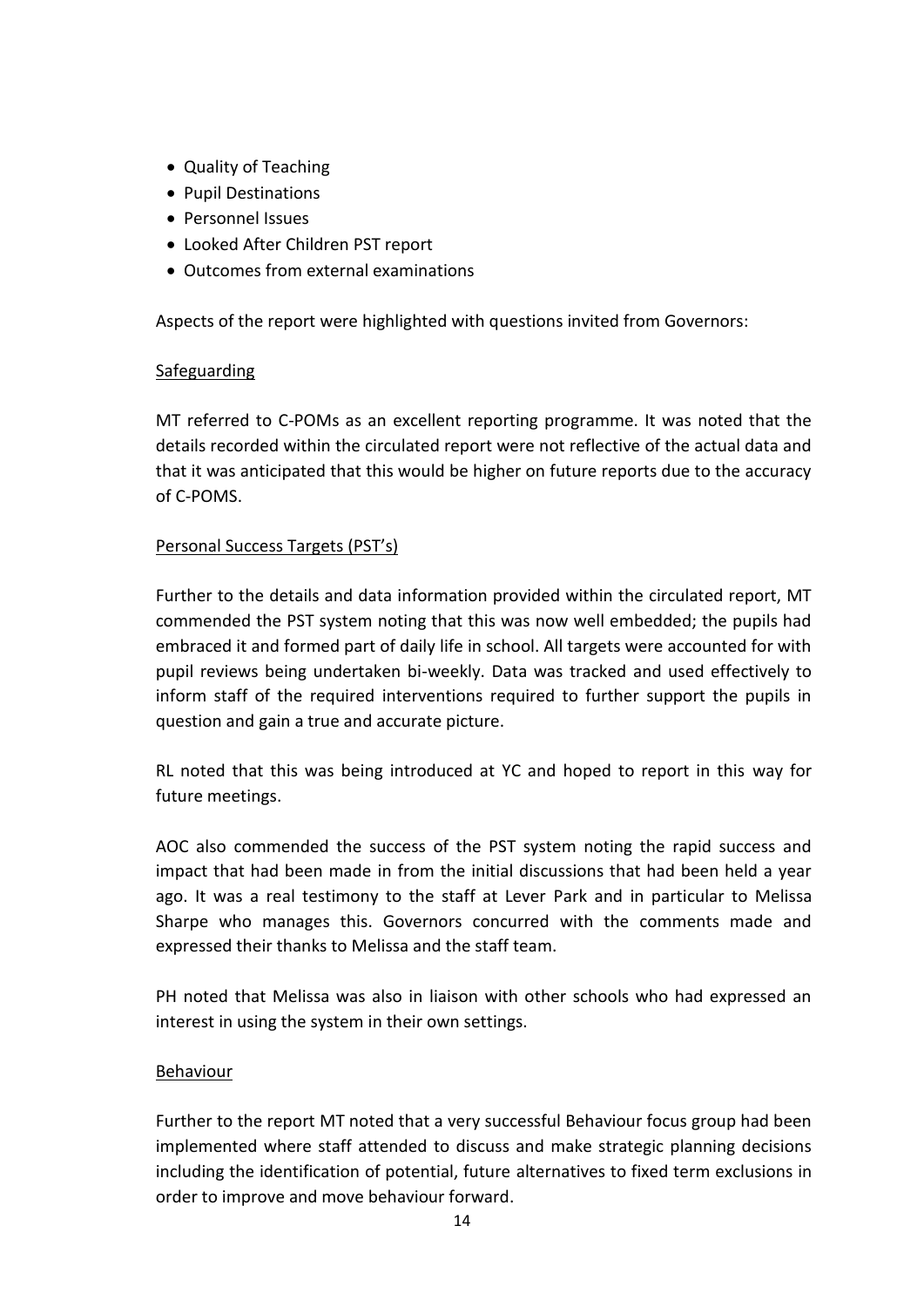- Quality of Teaching
- Pupil Destinations
- Personnel Issues
- Looked After Children PST report
- Outcomes from external examinations

Aspects of the report were highlighted with questions invited from Governors:

<u>Safeguarding</u>

MT referred to C-POMs as an excellent reporting programme. It was noted that the details recorded within the circulated report were not reflective of the actual data and that it was anticipated that this would be higher on future reports due to the accuracy of C-POMS.

<u>Personal Success Targets (PST's)</u>

Further to the details and data information provided within the circulated report, MT commended the PST system noting that this was now well embedded; the pupils had embraced it and formed part of daily life in school. All targets were accounted for with pupil reviews being undertaken bi-weekly. Data was tracked and used effectively to inform staff of the required interventions required to further support the pupils in question and gain a true and accurate picture.

RL noted that this was being introduced at YC and hoped to report in this way for future meetings.

AOC also commended the success of the PST system noting the rapid success and impact that had been made in from the initial discussions that had been held a year ago. It was a real testimony to the staff at Lever Park and in particular to Melissa Sharpe who manages this. Governors concurred with the comments made and expressed their thanks to Melissa and the staff team.

PH noted that Melissa was also in liaison with other schools who had expressed an interest in using the system in their own settings.

<u>Behaviour</u>

Further to the report MT noted that a very successful Behaviour focus group had been implemented where staff attended to discuss and make strategic planning decisions including the identification of potential, future alternatives to fixed term exclusions in order to improve and move behaviour forward.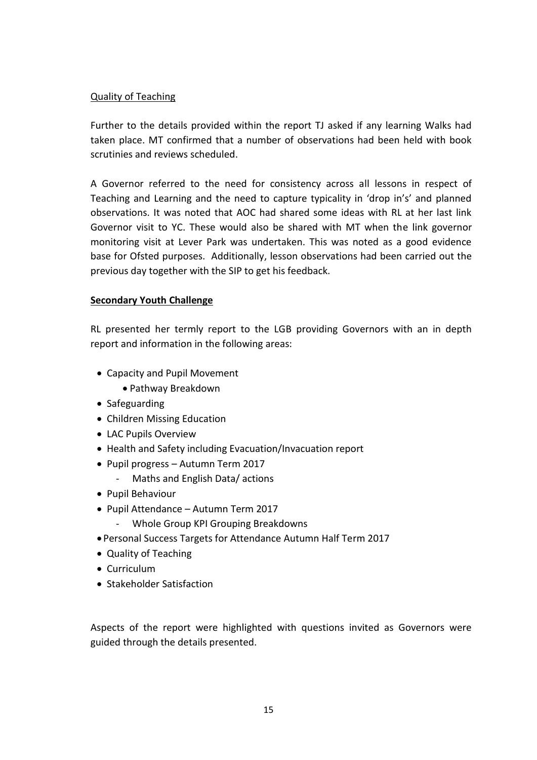Quality of Teaching

Further to the details provided within the report TJ asked if any learning Walks had taken place. MT confirmed that a number of observations had been held with book scrutinies and reviews scheduled.

A Governor referred to the need for consistency across all lessons in respect of Teaching and Learning and the need to capture typicality in 'drop in's' and planned observations. It was noted that AOC had shared some ideas with RL at her last link Governor visit to YC. These would also be shared with MT when the link governor monitoring visit at Lever Park was undertaken. This was noted as a good evidence base for Ofsted purposes. Additionally, lesson observations had been carried out the previous day together with the SIP to get his feedback.

**Secondary Youth Challenge**

RL presented her termly report to the LGB providing Governors with an in depth report and information in the following areas:

- Capacity and Pupil Movement
  - Pathway Breakdown
- Safeguarding
- Children Missing Education
- LAC Pupils Overview
- Health and Safety including Evacuation/Invacuation report
- Pupil progress – Autumn Term 2017
  - Maths and English Data/ actions
- Pupil Behaviour
- Pupil Attendance – Autumn Term 2017
  - Whole Group KPI Grouping Breakdowns
- Personal Success Targets for Attendance Autumn Half Term 2017
- Quality of Teaching
- Curriculum
- Stakeholder Satisfaction

Aspects of the report were highlighted with questions invited as Governors were guided through the details presented.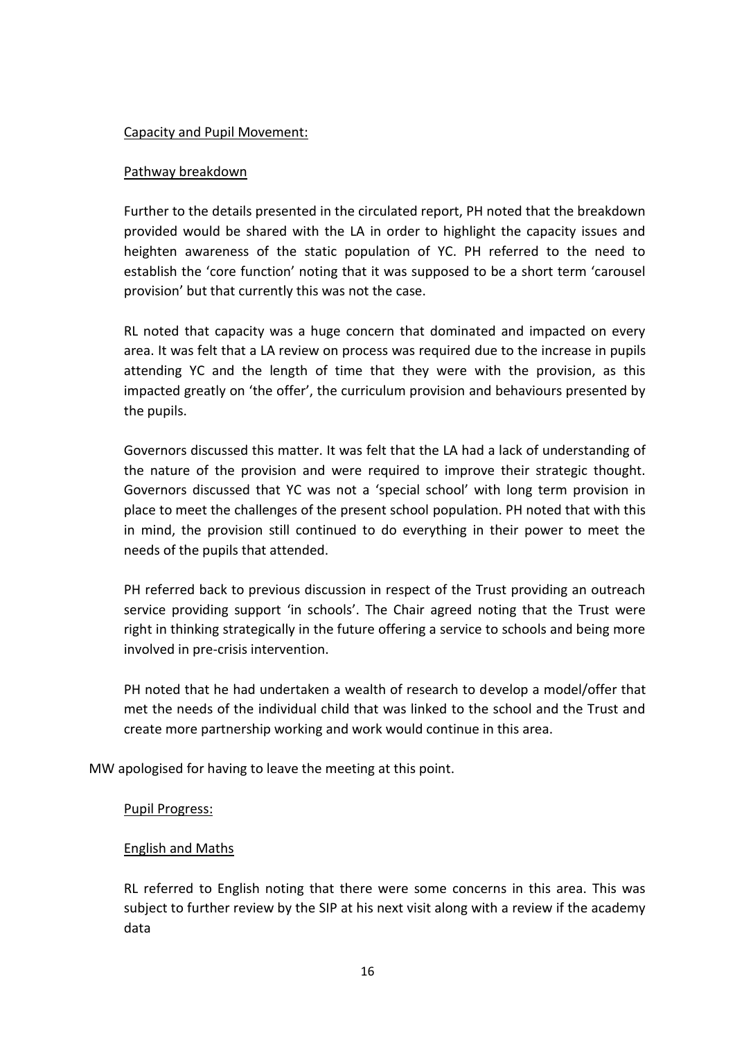Capacity and Pupil Movement:

Pathway breakdown

Further to the details presented in the circulated report, PH noted that the breakdown provided would be shared with the LA in order to highlight the capacity issues and heighten awareness of the static population of YC. PH referred to the need to establish the 'core function' noting that it was supposed to be a short term 'carousel provision' but that currently this was not the case.

RL noted that capacity was a huge concern that dominated and impacted on every area. It was felt that a LA review on process was required due to the increase in pupils attending YC and the length of time that they were with the provision, as this impacted greatly on 'the offer', the curriculum provision and behaviours presented by the pupils.

Governors discussed this matter. It was felt that the LA had a lack of understanding of the nature of the provision and were required to improve their strategic thought. Governors discussed that YC was not a 'special school' with long term provision in place to meet the challenges of the present school population. PH noted that with this in mind, the provision still continued to do everything in their power to meet the needs of the pupils that attended.

PH referred back to previous discussion in respect of the Trust providing an outreach service providing support 'in schools'. The Chair agreed noting that the Trust were right in thinking strategically in the future offering a service to schools and being more involved in pre-crisis intervention.

PH noted that he had undertaken a wealth of research to develop a model/offer that met the needs of the individual child that was linked to the school and the Trust and create more partnership working and work would continue in this area.

MW apologised for having to leave the meeting at this point.

Pupil Progress:

English and Maths

RL referred to English noting that there were some concerns in this area. This was subject to further review by the SIP at his next visit along with a review if the academy data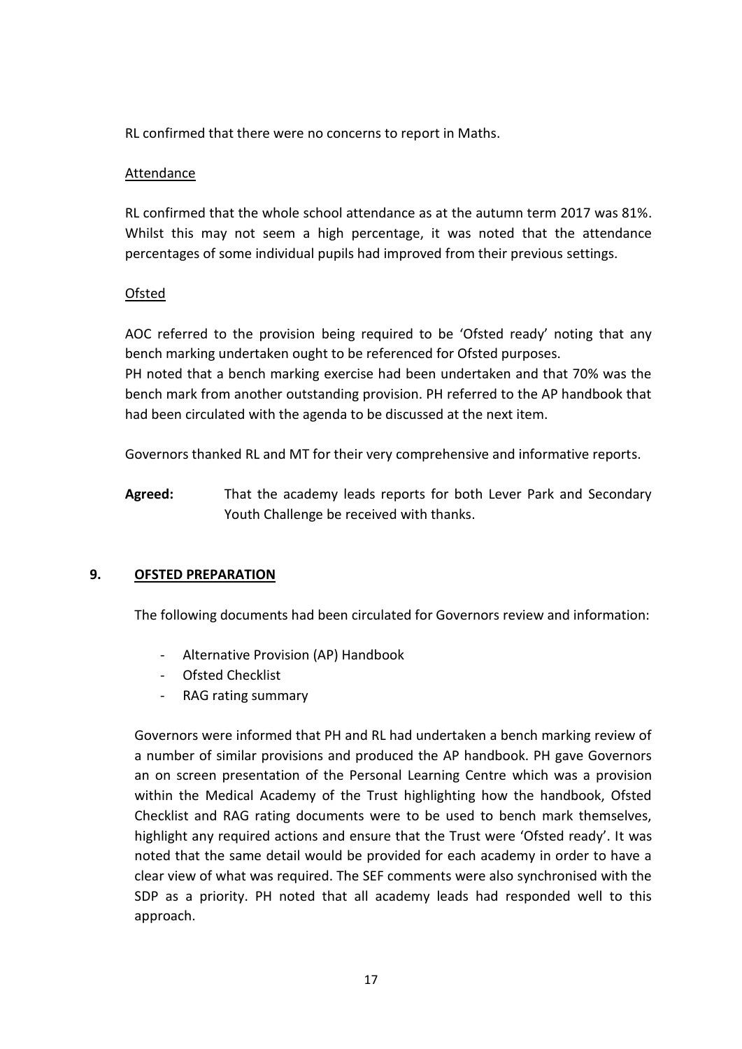RL confirmed that there were no concerns to report in Maths.

Attendance

RL confirmed that the whole school attendance as at the autumn term 2017 was 81%. Whilst this may not seem a high percentage, it was noted that the attendance percentages of some individual pupils had improved from their previous settings.

Ofsted

AOC referred to the provision being required to be 'Ofsted ready' noting that any bench marking undertaken ought to be referenced for Ofsted purposes.
PH noted that a bench marking exercise had been undertaken and that 70% was the bench mark from another outstanding provision. PH referred to the AP handbook that had been circulated with the agenda to be discussed at the next item.

Governors thanked RL and MT for their very comprehensive and informative reports.

**Agreed:** That the academy leads reports for both Lever Park and Secondary Youth Challenge be received with thanks.

## 9. OFSTED PREPARATION

The following documents had been circulated for Governors review and information:

- Alternative Provision (AP) Handbook
- Ofsted Checklist
- RAG rating summary

Governors were informed that PH and RL had undertaken a bench marking review of a number of similar provisions and produced the AP handbook. PH gave Governors an on screen presentation of the Personal Learning Centre which was a provision within the Medical Academy of the Trust highlighting how the handbook, Ofsted Checklist and RAG rating documents were to be used to bench mark themselves, highlight any required actions and ensure that the Trust were 'Ofsted ready'. It was noted that the same detail would be provided for each academy in order to have a clear view of what was required. The SEF comments were also synchronised with the SDP as a priority. PH noted that all academy leads had responded well to this approach.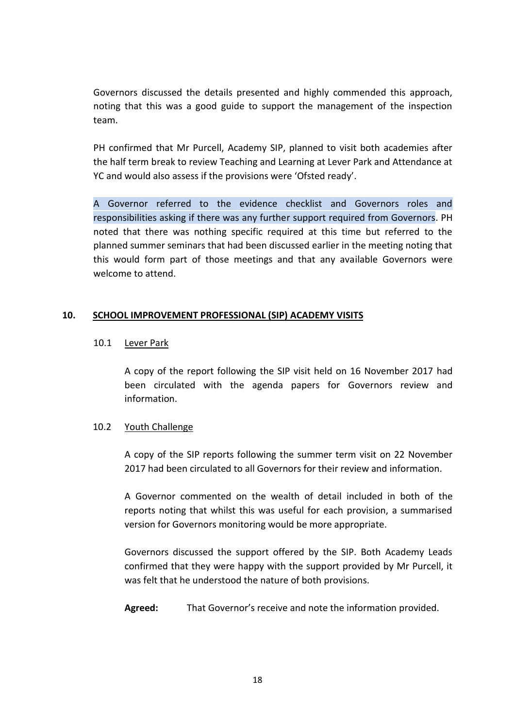Governors discussed the details presented and highly commended this approach, noting that this was a good guide to support the management of the inspection team.

PH confirmed that Mr Purcell, Academy SIP, planned to visit both academies after the half term break to review Teaching and Learning at Lever Park and Attendance at YC and would also assess if the provisions were 'Ofsted ready'.

A Governor referred to the evidence checklist and Governors roles and responsibilities asking if there was any further support required from Governors. PH noted that there was nothing specific required at this time but referred to the planned summer seminars that had been discussed earlier in the meeting noting that this would form part of those meetings and that any available Governors were welcome to attend.

## 10. SCHOOL IMPROVEMENT PROFESSIONAL (SIP) ACADEMY VISITS

### 10.1 Lever Park

A copy of the report following the SIP visit held on 16 November 2017 had been circulated with the agenda papers for Governors review and information.

### 10.2 Youth Challenge

A copy of the SIP reports following the summer term visit on 22 November 2017 had been circulated to all Governors for their review and information.

A Governor commented on the wealth of detail included in both of the reports noting that whilst this was useful for each provision, a summarised version for Governors monitoring would be more appropriate.

Governors discussed the support offered by the SIP. Both Academy Leads confirmed that they were happy with the support provided by Mr Purcell, it was felt that he understood the nature of both provisions.

**Agreed:** That Governor's receive and note the information provided.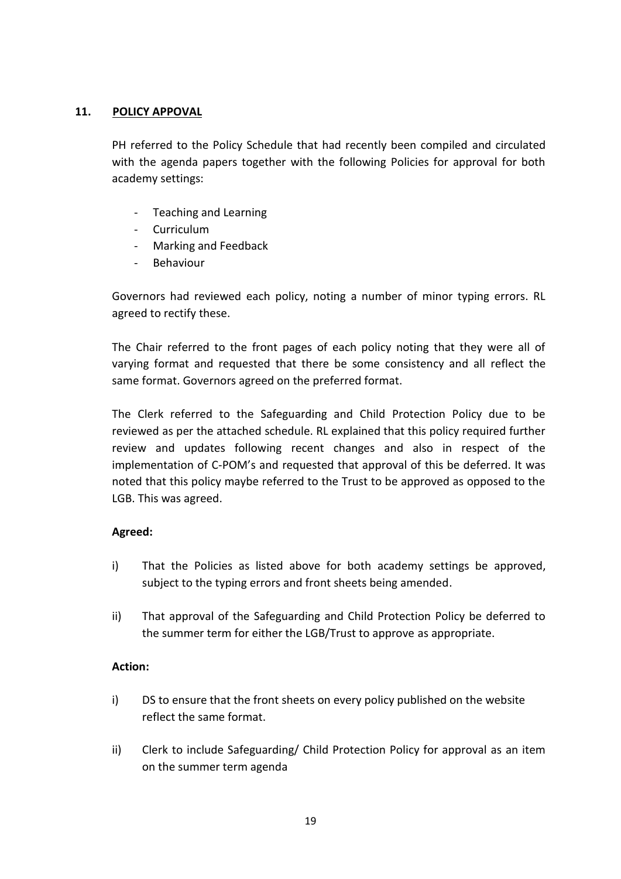## 11. POLICY APPOVAL

PH referred to the Policy Schedule that had recently been compiled and circulated with the agenda papers together with the following Policies for approval for both academy settings:

- Teaching and Learning
- Curriculum
- Marking and Feedback
- Behaviour

Governors had reviewed each policy, noting a number of minor typing errors. RL agreed to rectify these.

The Chair referred to the front pages of each policy noting that they were all of varying format and requested that there be some consistency and all reflect the same format. Governors agreed on the preferred format.

The Clerk referred to the Safeguarding and Child Protection Policy due to be reviewed as per the attached schedule. RL explained that this policy required further review and updates following recent changes and also in respect of the implementation of C-POM's and requested that approval of this be deferred. It was noted that this policy maybe referred to the Trust to be approved as opposed to the LGB. This was agreed.

**Agreed:**

i) That the Policies as listed above for both academy settings be approved, subject to the typing errors and front sheets being amended.

ii) That approval of the Safeguarding and Child Protection Policy be deferred to the summer term for either the LGB/Trust to approve as appropriate.

**Action:**

i) DS to ensure that the front sheets on every policy published on the website reflect the same format.

ii) Clerk to include Safeguarding/ Child Protection Policy for approval as an item on the summer term agenda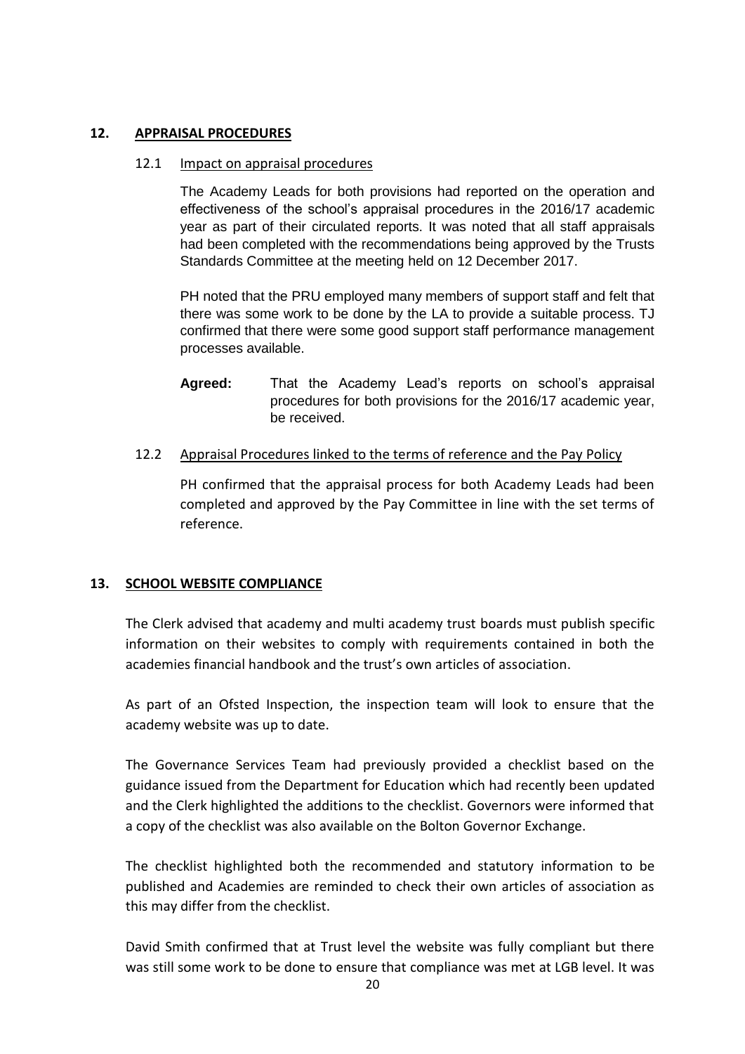## 12. APPRAISAL PROCEDURES

### 12.1 Impact on appraisal procedures

The Academy Leads for both provisions had reported on the operation and effectiveness of the school's appraisal procedures in the 2016/17 academic year as part of their circulated reports. It was noted that all staff appraisals had been completed with the recommendations being approved by the Trusts Standards Committee at the meeting held on 12 December 2017.

PH noted that the PRU employed many members of support staff and felt that there was some work to be done by the LA to provide a suitable process. TJ confirmed that there were some good support staff performance management processes available.

**Agreed:** That the Academy Lead's reports on school's appraisal procedures for both provisions for the 2016/17 academic year, be received.

### 12.2 Appraisal Procedures linked to the terms of reference and the Pay Policy

PH confirmed that the appraisal process for both Academy Leads had been completed and approved by the Pay Committee in line with the set terms of reference.

## 13. SCHOOL WEBSITE COMPLIANCE

The Clerk advised that academy and multi academy trust boards must publish specific information on their websites to comply with requirements contained in both the academies financial handbook and the trust's own articles of association.

As part of an Ofsted Inspection, the inspection team will look to ensure that the academy website was up to date.

The Governance Services Team had previously provided a checklist based on the guidance issued from the Department for Education which had recently been updated and the Clerk highlighted the additions to the checklist. Governors were informed that a copy of the checklist was also available on the Bolton Governor Exchange.

The checklist highlighted both the recommended and statutory information to be published and Academies are reminded to check their own articles of association as this may differ from the checklist.

David Smith confirmed that at Trust level the website was fully compliant but there was still some work to be done to ensure that compliance was met at LGB level. It was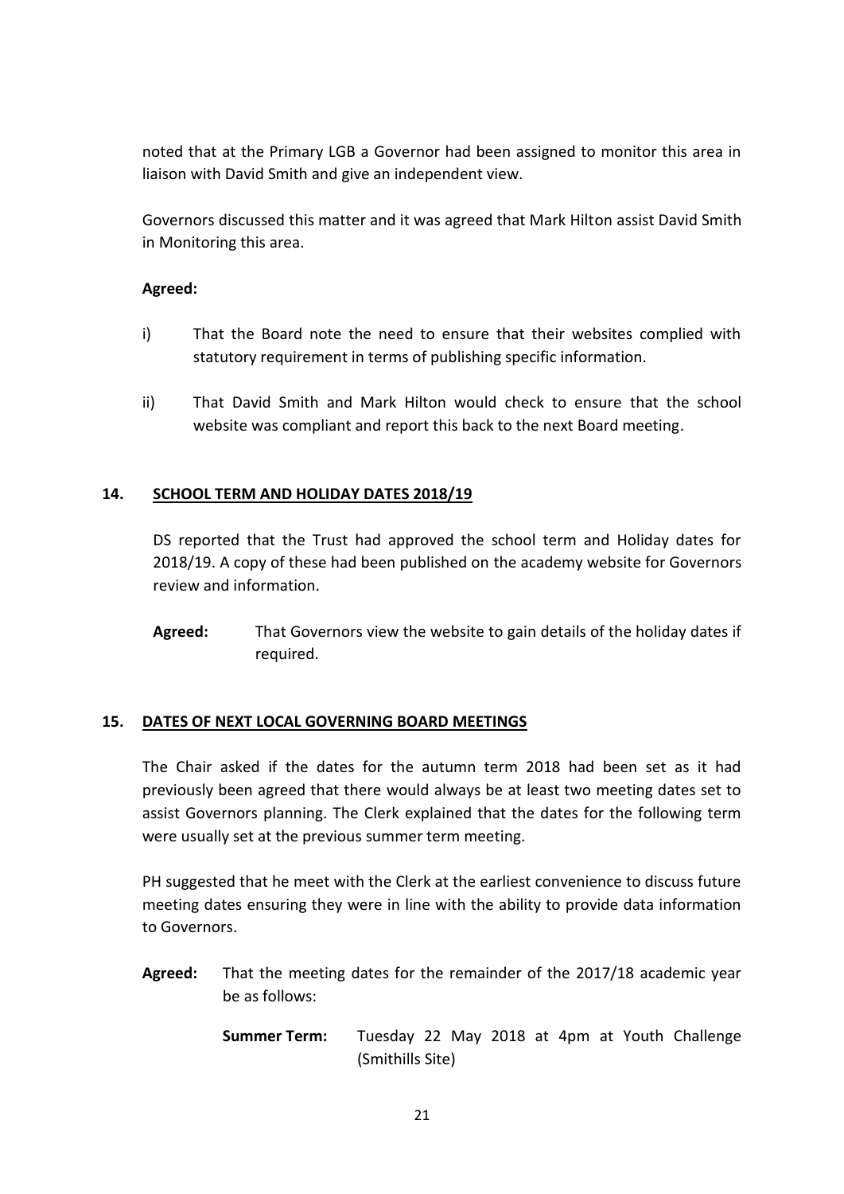noted that at the Primary LGB a Governor had been assigned to monitor this area in liaison with David Smith and give an independent view.

Governors discussed this matter and it was agreed that Mark Hilton assist David Smith in Monitoring this area.

**Agreed:**

i) That the Board note the need to ensure that their websites complied with statutory requirement in terms of publishing specific information.

ii) That David Smith and Mark Hilton would check to ensure that the school website was compliant and report this back to the next Board meeting.

## 14. SCHOOL TERM AND HOLIDAY DATES 2018/19

DS reported that the Trust had approved the school term and Holiday dates for 2018/19. A copy of these had been published on the academy website for Governors review and information.

**Agreed:** That Governors view the website to gain details of the holiday dates if required.

## 15. DATES OF NEXT LOCAL GOVERNING BOARD MEETINGS

The Chair asked if the dates for the autumn term 2018 had been set as it had previously been agreed that there would always be at least two meeting dates set to assist Governors planning. The Clerk explained that the dates for the following term were usually set at the previous summer term meeting.

PH suggested that he meet with the Clerk at the earliest convenience to discuss future meeting dates ensuring they were in line with the ability to provide data information to Governors.

**Agreed:** That the meeting dates for the remainder of the 2017/18 academic year be as follows:

**Summer Term:** Tuesday 22 May 2018 at 4pm at Youth Challenge (Smithills Site)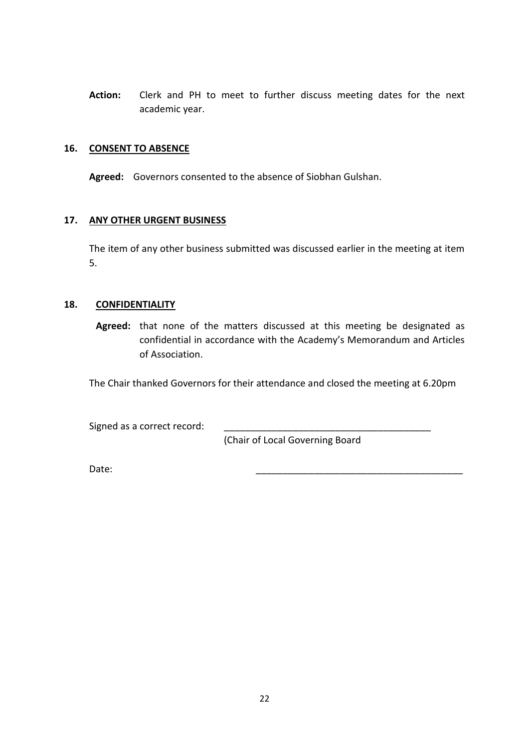**Action:** Clerk and PH to meet to further discuss meeting dates for the next academic year.

## 16. CONSENT TO ABSENCE

**Agreed:** Governors consented to the absence of Siobhan Gulshan.

## 17. ANY OTHER URGENT BUSINESS

The item of any other business submitted was discussed earlier in the meeting at item 5.

## 18. CONFIDENTIALITY

**Agreed:** that none of the matters discussed at this meeting be designated as confidential in accordance with the Academy's Memorandum and Articles of Association.

The Chair thanked Governors for their attendance and closed the meeting at 6.20pm

Signed as a correct record: _______________________________________
(Chair of Local Governing Board

Date: _______________________________________